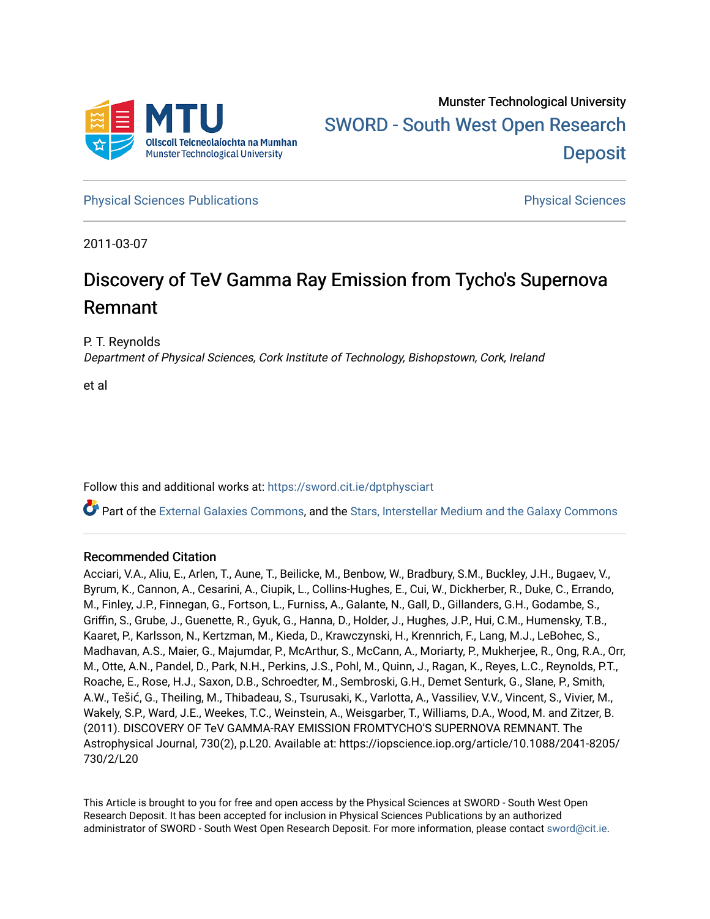Munster Technological University

SWORD - South West Open Research Deposit

Physical Sciences Publications | Physical Sciences

2011-03-07

# Discovery of TeV Gamma Ray Emission from Tycho's Supernova Remnant

P. T. Reynolds
*Department of Physical Sciences, Cork Institute of Technology, Bishopstown, Cork, Ireland*

et al

Follow this and additional works at: https://sword.cit.ie/dptphysciart

Part of the External Galaxies Commons, and the Stars, Interstellar Medium and the Galaxy Commons

## Recommended Citation

Acciari, V.A., Aliu, E., Arlen, T., Aune, T., Beilicke, M., Benbow, W., Bradbury, S.M., Buckley, J.H., Bugaev, V., Byrum, K., Cannon, A., Cesarini, A., Ciupik, L., Collins-Hughes, E., Cui, W., Dickherber, R., Duke, C., Errando, M., Finley, J.P., Finnegan, G., Fortson, L., Furniss, A., Galante, N., Gall, D., Gillanders, G.H., Godambe, S., Griffin, S., Grube, J., Guenette, R., Gyuk, G., Hanna, D., Holder, J., Hughes, J.P., Hui, C.M., Humensky, T.B., Kaaret, P., Karlsson, N., Kertzman, M., Kieda, D., Krawczynski, H., Krennrich, F., Lang, M.J., LeBohec, S., Madhavan, A.S., Maier, G., Majumdar, P., McArthur, S., McCann, A., Moriarty, P., Mukherjee, R., Ong, R.A., Orr, M., Otte, A.N., Pandel, D., Park, N.H., Perkins, J.S., Pohl, M., Quinn, J., Ragan, K., Reyes, L.C., Reynolds, P.T., Roache, E., Rose, H.J., Saxon, D.B., Schroedter, M., Sembroski, G.H., Demet Senturk, G., Slane, P., Smith, A.W., Tešić, G., Theiling, M., Thibadeau, S., Tsurusaki, K., Varlotta, A., Vassiliev, V.V., Vincent, S., Vivier, M., Wakely, S.P., Ward, J.E., Weekes, T.C., Weinstein, A., Weisgarber, T., Williams, D.A., Wood, M. and Zitzer, B. (2011). DISCOVERY OF TeV GAMMA-RAY EMISSION FROMTYCHO'S SUPERNOVA REMNANT. The Astrophysical Journal, 730(2), p.L20. Available at: https://iopscience.iop.org/article/10.1088/2041-8205/730/2/L20

This Article is brought to you for free and open access by the Physical Sciences at SWORD - South West Open Research Deposit. It has been accepted for inclusion in Physical Sciences Publications by an authorized administrator of SWORD - South West Open Research Deposit. For more information, please contact sword@cit.ie.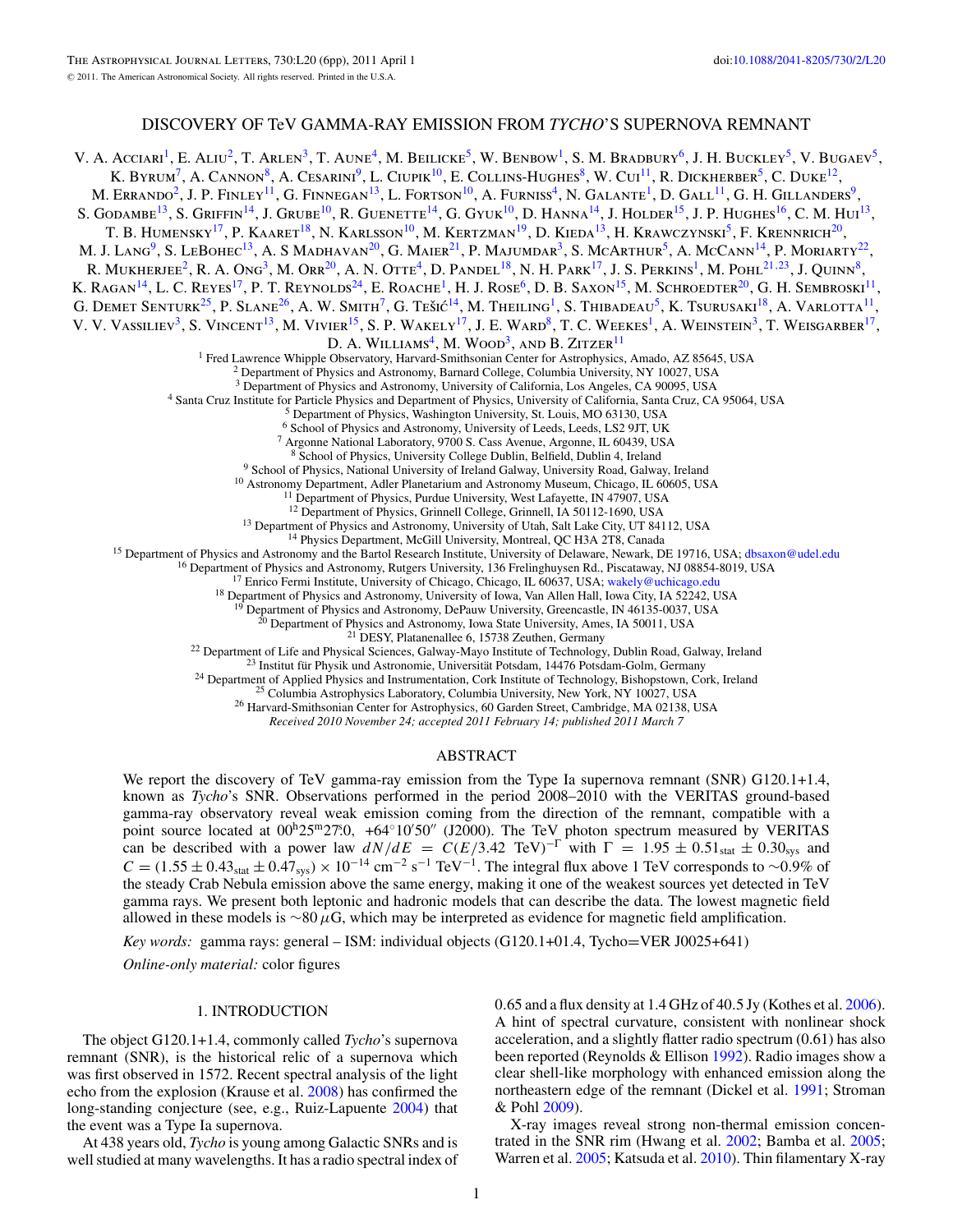# DISCOVERY OF TeV GAMMA-RAY EMISSION FROM *TYCHO*'S SUPERNOVA REMNANT

V. A. Acciari[1], E. Aliu[2], T. Arlen[3], T. Aune[4], M. Beilicke[5], W. Benbow[1], S. M. Bradbury[6], J. H. Buckley[5], V. Bugaev[5], K. Byrum[7], A. Cannon[8], A. Cesarini[9], L. Ciupik[10], E. Collins-Hughes[8], W. Cui[11], R. Dickherber[5], C. Duke[12], M. Errando[2], J. P. Finley[11], G. Finnegan[13], L. Fortson[10], A. Furniss[4], N. Galante[1], D. Gall[11], G. H. Gillanders[9], S. Godambe[13], S. Griffin[14], J. Grube[10], R. Guenette[14], G. Gyuk[10], D. Hanna[14], J. Holder[15], J. P. Hughes[16], C. M. Hui[13], T. B. Humensky[17], P. Kaaret[18], N. Karlsson[10], M. Kertzman[19], D. Kieda[13], H. Krawczynski[5], F. Krennrich[20], M. J. Lang[9], S. LeBohec[13], A. S Madhavan[20], G. Maier[21], P. Majumdar[3], S. McArthur[5], A. McCann[14], P. Moriarty[22], R. Mukherjee[2], R. A. Ong[3], M. Orr[20], A. N. Otte[4], D. Pandel[18], N. H. Park[17], J. S. Perkins[1], M. Pohl[21,23], J. Quinn[8], K. Ragan[14], L. C. Reyes[17], P. T. Reynolds[24], E. Roache[1], H. J. Rose[6], D. B. Saxon[15], M. Schroedter[20], G. H. Sembroski[11], G. Demet Senturk[25], P. Slane[26], A. W. Smith[7], G. Tešić[14], M. Theiling[1], S. Thibadeau[5], K. Tsurusaki[18], A. Varlotta[11], V. V. Vassiliev[3], S. Vincent[13], M. Vivier[15], S. P. Wakely[17], J. E. Ward[8], T. C. Weekes[1], A. Weinstein[3], T. Weisgarber[17], D. A. Williams[4], M. Wood[3], and B. Zitzer[11]

[1] Fred Lawrence Whipple Observatory, Harvard-Smithsonian Center for Astrophysics, Amado, AZ 85645, USA
[2] Department of Physics and Astronomy, Barnard College, Columbia University, NY 10027, USA
[3] Department of Physics and Astronomy, University of California, Los Angeles, CA 90095, USA
[4] Santa Cruz Institute for Particle Physics and Department of Physics, University of California, Santa Cruz, CA 95064, USA
[5] Department of Physics, Washington University, St. Louis, MO 63130, USA
[6] School of Physics and Astronomy, University of Leeds, Leeds, LS2 9JT, UK
[7] Argonne National Laboratory, 9700 S. Cass Avenue, Argonne, IL 60439, USA
[8] School of Physics, University College Dublin, Belfield, Dublin 4, Ireland
[9] School of Physics, National University of Ireland Galway, University Road, Galway, Ireland
[10] Astronomy Department, Adler Planetarium and Astronomy Museum, Chicago, IL 60605, USA
[11] Department of Physics, Purdue University, West Lafayette, IN 47907, USA
[12] Department of Physics, Grinnell College, Grinnell, IA 50112-1690, USA
[13] Department of Physics and Astronomy, University of Utah, Salt Lake City, UT 84112, USA
[14] Physics Department, McGill University, Montreal, QC H3A 2T8, Canada
[15] Department of Physics and Astronomy and the Bartol Research Institute, University of Delaware, Newark, DE 19716, USA; dbsaxon@udel.edu
[16] Department of Physics and Astronomy, Rutgers University, 136 Frelinghuysen Rd., Piscataway, NJ 08854-8019, USA
[17] Enrico Fermi Institute, University of Chicago, Chicago, IL 60637, USA; wakely@uchicago.edu
[18] Department of Physics and Astronomy, University of Iowa, Van Allen Hall, Iowa City, IA 52242, USA
[19] Department of Physics and Astronomy, DePauw University, Greencastle, IN 46135-0037, USA
[20] Department of Physics and Astronomy, Iowa State University, Ames, IA 50011, USA
[21] DESY, Platanenallee 6, 15738 Zeuthen, Germany
[22] Department of Life and Physical Sciences, Galway-Mayo Institute of Technology, Dublin Road, Galway, Ireland
[23] Institut für Physik und Astronomie, Universität Potsdam, 14476 Potsdam-Golm, Germany
[24] Department of Applied Physics and Instrumentation, Cork Institute of Technology, Bishopstown, Cork, Ireland
[25] Columbia Astrophysics Laboratory, Columbia University, New York, NY 10027, USA
[26] Harvard-Smithsonian Center for Astrophysics, 60 Garden Street, Cambridge, MA 02138, USA

*Received 2010 November 24; accepted 2011 February 14; published 2011 March 7*

## ABSTRACT

We report the discovery of TeV gamma-ray emission from the Type Ia supernova remnant (SNR) G120.1+1.4, known as *Tycho*'s SNR. Observations performed in the period 2008–2010 with the VERITAS ground-based gamma-ray observatory reveal weak emission coming from the direction of the remnant, compatible with a point source located at $00^{\rm h}25^{\rm m}27\overset{\rm s}{.}0$, $+64°10'50''$ (J2000). The TeV photon spectrum measured by VERITAS can be described with a power law $dN/dE = C(E/3.42\ {\rm TeV})^{-\Gamma}$ with $\Gamma = 1.95 \pm 0.51_{\rm stat} \pm 0.30_{\rm sys}$ and $C = (1.55 \pm 0.43_{\rm stat} \pm 0.47_{\rm sys}) \times 10^{-14}\ {\rm cm^{-2}\ s^{-1}\ TeV^{-1}}$. The integral flux above 1 TeV corresponds to ~0.9% of the steady Crab Nebula emission above the same energy, making it one of the weakest sources yet detected in TeV gamma rays. We present both leptonic and hadronic models that can describe the data. The lowest magnetic field allowed in these models is ~80 μG, which may be interpreted as evidence for magnetic field amplification.

*Key words:* gamma rays: general – ISM: individual objects (G120.1+01.4, Tycho=VER J0025+641)

*Online-only material:* color figures

## 1. INTRODUCTION

The object G120.1+1.4, commonly called *Tycho*'s supernova remnant (SNR), is the historical relic of a supernova which was first observed in 1572. Recent spectral analysis of the light echo from the explosion (Krause et al. 2008) has confirmed the long-standing conjecture (see, e.g., Ruiz-Lapuente 2004) that the event was a Type Ia supernova.

At 438 years old, *Tycho* is young among Galactic SNRs and is well studied at many wavelengths. It has a radio spectral index of 0.65 and a flux density at 1.4 GHz of 40.5 Jy (Kothes et al. 2006). A hint of spectral curvature, consistent with nonlinear shock acceleration, and a slightly flatter radio spectrum (0.61) has also been reported (Reynolds & Ellison 1992). Radio images show a clear shell-like morphology with enhanced emission along the northeastern edge of the remnant (Dickel et al. 1991; Stroman & Pohl 2009).

X-ray images reveal strong non-thermal emission concentrated in the SNR rim (Hwang et al. 2002; Bamba et al. 2005; Warren et al. 2005; Katsuda et al. 2010). Thin filamentary X-ray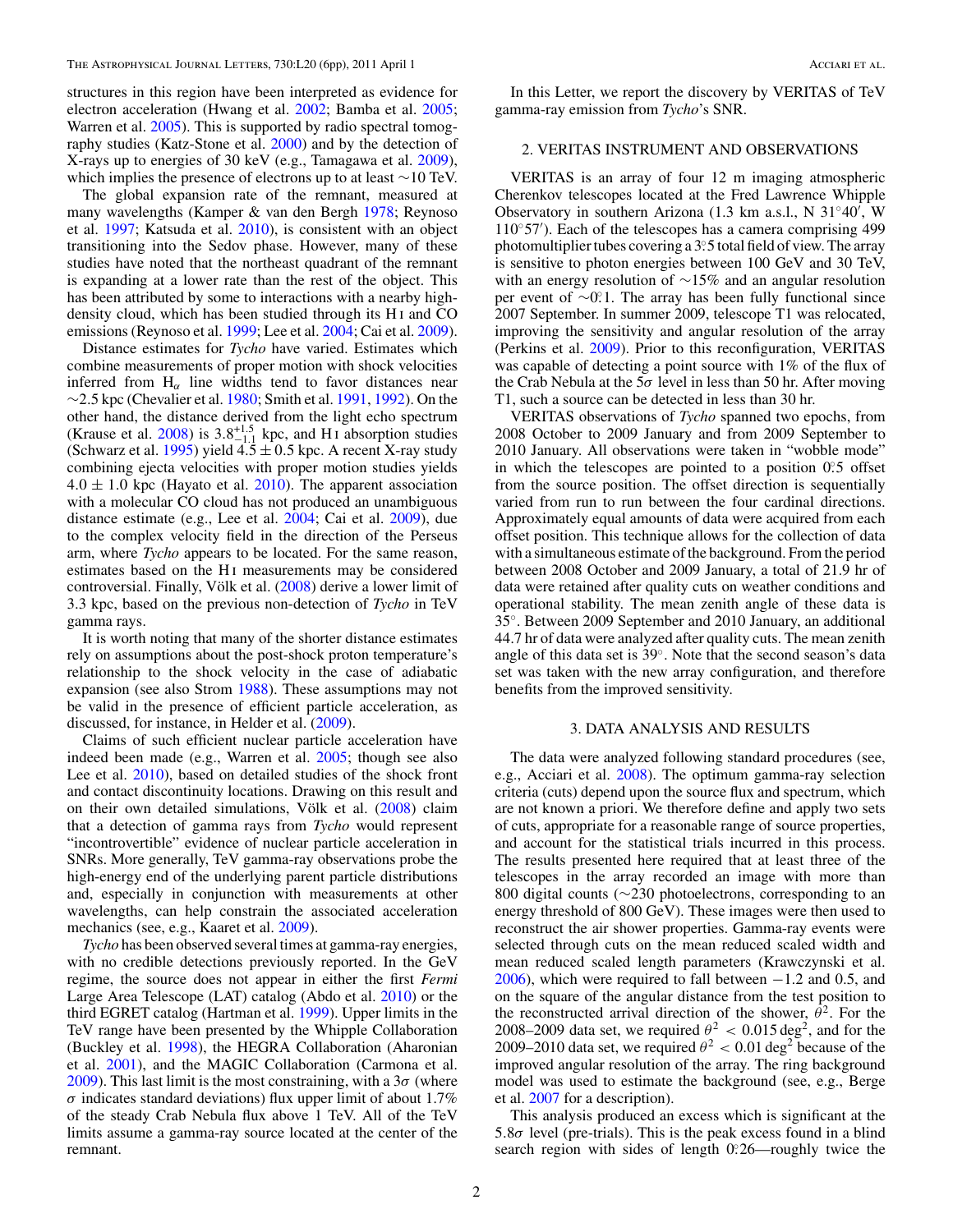structures in this region have been interpreted as evidence for electron acceleration (Hwang et al. 2002; Bamba et al. 2005; Warren et al. 2005). This is supported by radio spectral tomography studies (Katz-Stone et al. 2000) and by the detection of X-rays up to energies of 30 keV (e.g., Tamagawa et al. 2009), which implies the presence of electrons up to at least ∼10 TeV.

The global expansion rate of the remnant, measured at many wavelengths (Kamper & van den Bergh 1978; Reynoso et al. 1997; Katsuda et al. 2010), is consistent with an object transitioning into the Sedov phase. However, many of these studies have noted that the northeast quadrant of the remnant is expanding at a lower rate than the rest of the object. This has been attributed by some to interactions with a nearby high-density cloud, which has been studied through its H I and CO emissions (Reynoso et al. 1999; Lee et al. 2004; Cai et al. 2009).

Distance estimates for *Tycho* have varied. Estimates which combine measurements of proper motion with shock velocities inferred from $H_\alpha$ line widths tend to favor distances near ∼2.5 kpc (Chevalier et al. 1980; Smith et al. 1991, 1992). On the other hand, the distance derived from the light echo spectrum (Krause et al. 2008) is $3.8^{+1.5}_{-1.1}$ kpc, and H I absorption studies (Schwarz et al. 1995) yield $4.5 \pm 0.5$ kpc. A recent X-ray study combining ejecta velocities with proper motion studies yields $4.0 \pm 1.0$ kpc (Hayato et al. 2010). The apparent association with a molecular CO cloud has not produced an unambiguous distance estimate (e.g., Lee et al. 2004; Cai et al. 2009), due to the complex velocity field in the direction of the Perseus arm, where *Tycho* appears to be located. For the same reason, estimates based on the H I measurements may be considered controversial. Finally, Völk et al. (2008) derive a lower limit of 3.3 kpc, based on the previous non-detection of *Tycho* in TeV gamma rays.

It is worth noting that many of the shorter distance estimates rely on assumptions about the post-shock proton temperature's relationship to the shock velocity in the case of adiabatic expansion (see also Strom 1988). These assumptions may not be valid in the presence of efficient particle acceleration, as discussed, for instance, in Helder et al. (2009).

Claims of such efficient nuclear particle acceleration have indeed been made (e.g., Warren et al. 2005; though see also Lee et al. 2010), based on detailed studies of the shock front and contact discontinuity locations. Drawing on this result and on their own detailed simulations, Völk et al. (2008) claim that a detection of gamma rays from *Tycho* would represent "incontrovertible" evidence of nuclear particle acceleration in SNRs. More generally, TeV gamma-ray observations probe the high-energy end of the underlying parent particle distributions and, especially in conjunction with measurements at other wavelengths, can help constrain the associated acceleration mechanics (see, e.g., Kaaret et al. 2009).

*Tycho* has been observed several times at gamma-ray energies, with no credible detections previously reported. In the GeV regime, the source does not appear in either the first *Fermi* Large Area Telescope (LAT) catalog (Abdo et al. 2010) or the third EGRET catalog (Hartman et al. 1999). Upper limits in the TeV range have been presented by the Whipple Collaboration (Buckley et al. 1998), the HEGRA Collaboration (Aharonian et al. 2001), and the MAGIC Collaboration (Carmona et al. 2009). This last limit is the most constraining, with a $3\sigma$ (where $\sigma$ indicates standard deviations) flux upper limit of about 1.7% of the steady Crab Nebula flux above 1 TeV. All of the TeV limits assume a gamma-ray source located at the center of the remnant.

In this Letter, we report the discovery by VERITAS of TeV gamma-ray emission from *Tycho*'s SNR.

## 2. VERITAS INSTRUMENT AND OBSERVATIONS

VERITAS is an array of four 12 m imaging atmospheric Cherenkov telescopes located at the Fred Lawrence Whipple Observatory in southern Arizona (1.3 km a.s.l., N 31°40′, W 110°57′). Each of the telescopes has a camera comprising 499 photomultiplier tubes covering a 3.°5 total field of view. The array is sensitive to photon energies between 100 GeV and 30 TeV, with an energy resolution of ∼15% and an angular resolution per event of ∼0.°1. The array has been fully functional since 2007 September. In summer 2009, telescope T1 was relocated, improving the sensitivity and angular resolution of the array (Perkins et al. 2009). Prior to this reconfiguration, VERITAS was capable of detecting a point source with 1% of the flux of the Crab Nebula at the $5\sigma$ level in less than 50 hr. After moving T1, such a source can be detected in less than 30 hr.

VERITAS observations of *Tycho* spanned two epochs, from 2008 October to 2009 January and from 2009 September to 2010 January. All observations were taken in "wobble mode" in which the telescopes are pointed to a position 0.°5 offset from the source position. The offset direction is sequentially varied from run to run between the four cardinal directions. Approximately equal amounts of data were acquired from each offset position. This technique allows for the collection of data with a simultaneous estimate of the background. From the period between 2008 October and 2009 January, a total of 21.9 hr of data were retained after quality cuts on weather conditions and operational stability. The mean zenith angle of these data is 35°. Between 2009 September and 2010 January, an additional 44.7 hr of data were analyzed after quality cuts. The mean zenith angle of this data set is 39°. Note that the second season's data set was taken with the new array configuration, and therefore benefits from the improved sensitivity.

## 3. DATA ANALYSIS AND RESULTS

The data were analyzed following standard procedures (see, e.g., Acciari et al. 2008). The optimum gamma-ray selection criteria (cuts) depend upon the source flux and spectrum, which are not known a priori. We therefore define and apply two sets of cuts, appropriate for a reasonable range of source properties, and account for the statistical trials incurred in this process. The results presented here required that at least three of the telescopes in the array recorded an image with more than 800 digital counts (∼230 photoelectrons, corresponding to an energy threshold of 800 GeV). These images were then used to reconstruct the air shower properties. Gamma-ray events were selected through cuts on the mean reduced scaled width and mean reduced scaled length parameters (Krawczynski et al. 2006), which were required to fall between −1.2 and 0.5, and on the square of the angular distance from the test position to the reconstructed arrival direction of the shower, $\theta^2$. For the 2008–2009 data set, we required $\theta^2 < 0.015\ \mathrm{deg}^2$, and for the 2009–2010 data set, we required $\theta^2 < 0.01\ \mathrm{deg}^2$ because of the improved angular resolution of the array. The ring background model was used to estimate the background (see, e.g., Berge et al. 2007 for a description).

This analysis produced an excess which is significant at the $5.8\sigma$ level (pre-trials). This is the peak excess found in a blind search region with sides of length 0.°26—roughly twice the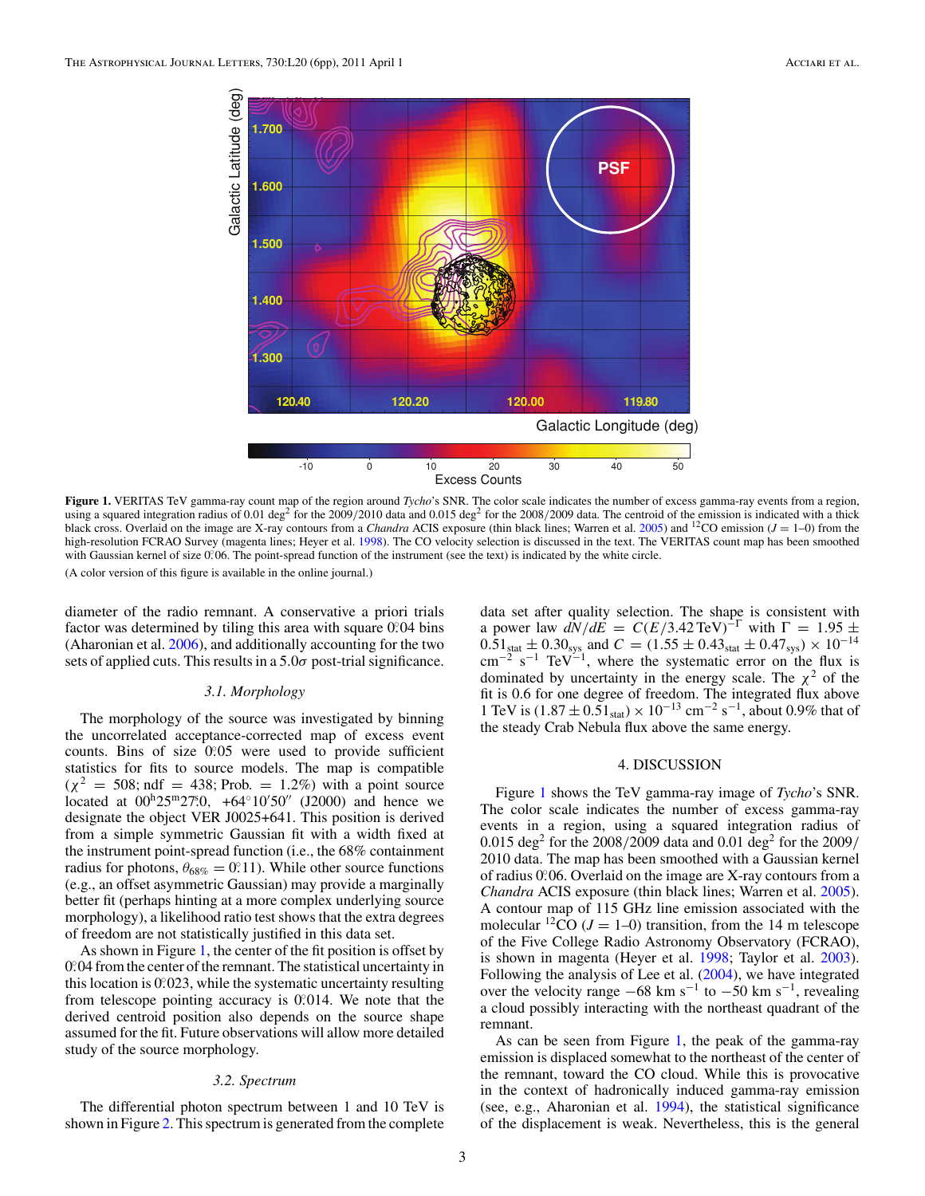**Figure 1.** VERITAS TeV gamma-ray count map of the region around *Tycho*'s SNR. The color scale indicates the number of excess gamma-ray events from a region, using a squared integration radius of 0.01 deg$^2$ for the 2009/2010 data and 0.015 deg$^2$ for the 2008/2009 data. The centroid of the emission is indicated with a thick black cross. Overlaid on the image are X-ray contours from a *Chandra* ACIS exposure (thin black lines; Warren et al. 2005) and $^{12}$CO emission ($J = 1$–0) from the high-resolution FCRAO Survey (magenta lines; Heyer et al. 1998). The CO velocity selection is discussed in the text. The VERITAS count map has been smoothed with Gaussian kernel of size 0.°06. The point-spread function of the instrument (see the text) is indicated by the white circle.

(A color version of this figure is available in the online journal.)

diameter of the radio remnant. A conservative a priori trials factor was determined by tiling this area with square 0.°04 bins (Aharonian et al. 2006), and additionally accounting for the two sets of applied cuts. This results in a 5.0$\sigma$ post-trial significance.

### 3.1. Morphology

The morphology of the source was investigated by binning the uncorrelated acceptance-corrected map of excess event counts. Bins of size 0.°05 were used to provide sufficient statistics for fits to source models. The map is compatible ($\chi^2 = 508$; ndf $= 438$; Prob. $= 1.2\%$) with a point source located at $00^{\rm h}25^{\rm m}27.^{\rm s}0$, $+64^\circ10'50''$ (J2000) and hence we designate the object VER J0025+641. This position is derived from a simple symmetric Gaussian fit with a width fixed at the instrument point-spread function (i.e., the 68% containment radius for photons, $\theta_{68\%} = 0.^\circ11$). While other source functions (e.g., an offset asymmetric Gaussian) may provide a marginally better fit (perhaps hinting at a more complex underlying source morphology), a likelihood ratio test shows that the extra degrees of freedom are not statistically justified in this data set.

As shown in Figure 1, the center of the fit position is offset by 0.°04 from the center of the remnant. The statistical uncertainty in this location is 0.°023, while the systematic uncertainty resulting from telescope pointing accuracy is 0.°014. We note that the derived centroid position also depends on the source shape assumed for the fit. Future observations will allow more detailed study of the source morphology.

### 3.2. Spectrum

The differential photon spectrum between 1 and 10 TeV is shown in Figure 2. This spectrum is generated from the complete data set after quality selection. The shape is consistent with a power law $dN/dE = C(E/3.42\,\text{TeV})^{-\Gamma}$ with $\Gamma = 1.95 \pm 0.51_{\rm stat} \pm 0.30_{\rm sys}$ and $C = (1.55 \pm 0.43_{\rm stat} \pm 0.47_{\rm sys}) \times 10^{-14}$ cm$^{-2}$ s$^{-1}$ TeV$^{-1}$, where the systematic error on the flux is dominated by uncertainty in the energy scale. The $\chi^2$ of the fit is 0.6 for one degree of freedom. The integrated flux above 1 TeV is $(1.87 \pm 0.51_{\rm stat}) \times 10^{-13}$ cm$^{-2}$ s$^{-1}$, about 0.9% that of the steady Crab Nebula flux above the same energy.

## 4. DISCUSSION

Figure 1 shows the TeV gamma-ray image of *Tycho*'s SNR. The color scale indicates the number of excess gamma-ray events in a region, using a squared integration radius of 0.015 deg$^2$ for the 2008/2009 data and 0.01 deg$^2$ for the 2009/2010 data. The map has been smoothed with a Gaussian kernel of radius 0.°06. Overlaid on the image are X-ray contours from a *Chandra* ACIS exposure (thin black lines; Warren et al. 2005). A contour map of 115 GHz line emission associated with the molecular $^{12}$CO ($J = 1$–0) transition, from the 14 m telescope of the Five College Radio Astronomy Observatory (FCRAO), is shown in magenta (Heyer et al. 1998; Taylor et al. 2003). Following the analysis of Lee et al. (2004), we have integrated over the velocity range $-68$ km s$^{-1}$ to $-50$ km s$^{-1}$, revealing a cloud possibly interacting with the northeast quadrant of the remnant.

As can be seen from Figure 1, the peak of the gamma-ray emission is displaced somewhat to the northeast of the center of the remnant, toward the CO cloud. While this is provocative in the context of hadronically induced gamma-ray emission (see, e.g., Aharonian et al. 1994), the statistical significance of the displacement is weak. Nevertheless, this is the general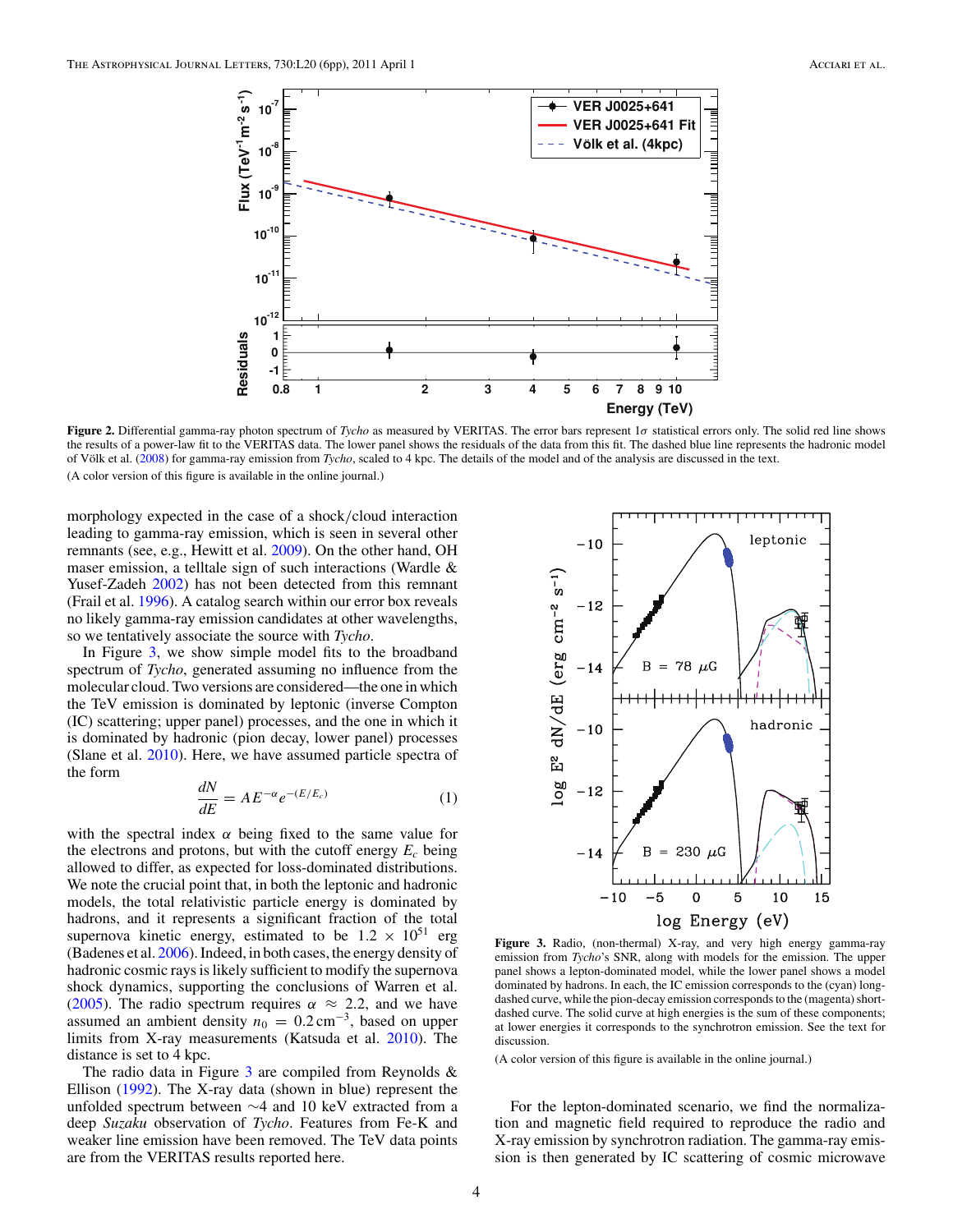**Figure 2.** Differential gamma-ray photon spectrum of *Tycho* as measured by VERITAS. The error bars represent $1\sigma$ statistical errors only. The solid red line shows the results of a power-law fit to the VERITAS data. The lower panel shows the residuals of the data from this fit. The dashed blue line represents the hadronic model of Völk et al. (2008) for gamma-ray emission from *Tycho*, scaled to 4 kpc. The details of the model and of the analysis are discussed in the text.

(A color version of this figure is available in the online journal.)

morphology expected in the case of a shock/cloud interaction leading to gamma-ray emission, which is seen in several other remnants (see, e.g., Hewitt et al. 2009). On the other hand, OH maser emission, a telltale sign of such interactions (Wardle & Yusef-Zadeh 2002) has not been detected from this remnant (Frail et al. 1996). A catalog search within our error box reveals no likely gamma-ray emission candidates at other wavelengths, so we tentatively associate the source with *Tycho*.

In Figure 3, we show simple model fits to the broadband spectrum of *Tycho*, generated assuming no influence from the molecular cloud. Two versions are considered—the one in which the TeV emission is dominated by leptonic (inverse Compton (IC) scattering; upper panel) processes, and the one in which it is dominated by hadronic (pion decay, lower panel) processes (Slane et al. 2010). Here, we have assumed particle spectra of the form

$$\frac{dN}{dE} = AE^{-\alpha}e^{-(E/E_c)} \tag{1}$$

with the spectral index $\alpha$ being fixed to the same value for the electrons and protons, but with the cutoff energy $E_c$ being allowed to differ, as expected for loss-dominated distributions. We note the crucial point that, in both the leptonic and hadronic models, the total relativistic particle energy is dominated by hadrons, and it represents a significant fraction of the total supernova kinetic energy, estimated to be $1.2 \times 10^{51}$ erg (Badenes et al. 2006). Indeed, in both cases, the energy density of hadronic cosmic rays is likely sufficient to modify the supernova shock dynamics, supporting the conclusions of Warren et al. (2005). The radio spectrum requires $\alpha \approx 2.2$, and we have assumed an ambient density $n_0 = 0.2\,\mathrm{cm}^{-3}$, based on upper limits from X-ray measurements (Katsuda et al. 2010). The distance is set to 4 kpc.

The radio data in Figure 3 are compiled from Reynolds & Ellison (1992). The X-ray data (shown in blue) represent the unfolded spectrum between $\sim$4 and 10 keV extracted from a deep *Suzaku* observation of *Tycho*. Features from Fe-K and weaker line emission have been removed. The TeV data points are from the VERITAS results reported here.

**Figure 3.** Radio, (non-thermal) X-ray, and very high energy gamma-ray emission from *Tycho*'s SNR, along with models for the emission. The upper panel shows a lepton-dominated model, while the lower panel shows a model dominated by hadrons. In each, the IC emission corresponds to the (cyan) long-dashed curve, while the pion-decay emission corresponds to the (magenta) short-dashed curve. The solid curve at high energies is the sum of these components; at lower energies it corresponds to the synchrotron emission. See the text for discussion.

(A color version of this figure is available in the online journal.)

For the lepton-dominated scenario, we find the normalization and magnetic field required to reproduce the radio and X-ray emission by synchrotron radiation. The gamma-ray emission is then generated by IC scattering of cosmic microwave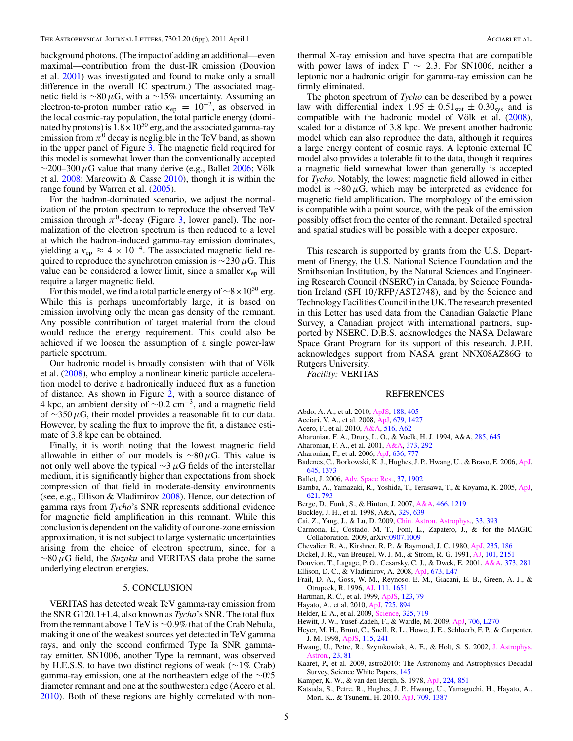background photons. (The impact of adding an additional—even maximal—contribution from the dust-IR emission (Douvion et al. 2001) was investigated and found to make only a small difference in the overall IC spectrum.) The associated magnetic field is $\sim 80\,\mu$G, with a $\sim 15\%$ uncertainty. Assuming an electron-to-proton number ratio $\kappa_{\rm ep} = 10^{-2}$, as observed in the local cosmic-ray population, the total particle energy (dominated by protons) is $1.8 \times 10^{50}$ erg, and the associated gamma-ray emission from $\pi^0$ decay is negligible in the TeV band, as shown in the upper panel of Figure 3. The magnetic field required for this model is somewhat lower than the conventionally accepted $\sim 200$–$300\,\mu$G value that many derive (e.g., Ballet 2006; Völk et al. 2008; Marcowith & Casse 2010), though it is within the range found by Warren et al. (2005).

For the hadron-dominated scenario, we adjust the normalization of the proton spectrum to reproduce the observed TeV emission through $\pi^0$-decay (Figure 3, lower panel). The normalization of the electron spectrum is then reduced to a level at which the hadron-induced gamma-ray emission dominates, yielding a $\kappa_{\rm ep} \approx 4 \times 10^{-4}$. The associated magnetic field required to reproduce the synchrotron emission is $\sim 230\,\mu$G. This value can be considered a lower limit, since a smaller $\kappa_{\rm ep}$ will require a larger magnetic field.

For this model, we find a total particle energy of $\sim 8 \times 10^{50}$ erg. While this is perhaps uncomfortably large, it is based on emission involving only the mean gas density of the remnant. Any possible contribution of target material from the cloud would reduce the energy requirement. This could also be achieved if we loosen the assumption of a single power-law particle spectrum.

Our hadronic model is broadly consistent with that of Völk et al. (2008), who employ a nonlinear kinetic particle acceleration model to derive a hadronically induced flux as a function of distance. As shown in Figure 2, with a source distance of 4 kpc, an ambient density of $\sim 0.2$ cm$^{-3}$, and a magnetic field of $\sim 350\,\mu$G, their model provides a reasonable fit to our data. However, by scaling the flux to improve the fit, a distance estimate of 3.8 kpc can be obtained.

Finally, it is worth noting that the lowest magnetic field allowable in either of our models is $\sim 80\,\mu$G. This value is not only well above the typical $\sim 3\,\mu$G fields of the interstellar medium, it is significantly higher than expectations from shock compression of that field in moderate-density environments (see, e.g., Ellison & Vladimirov 2008). Hence, our detection of gamma rays from *Tycho*'s SNR represents additional evidence for magnetic field amplification in this remnant. While this conclusion is dependent on the validity of our one-zone emission approximation, it is not subject to large systematic uncertainties arising from the choice of electron spectrum, since, for a $\sim 80\,\mu$G field, the *Suzaku* and VERITAS data probe the same underlying electron energies.

## 5. CONCLUSION

VERITAS has detected weak TeV gamma-ray emission from the SNR G120.1+1.4, also known as *Tycho*'s SNR. The total flux from the remnant above 1 TeV is $\sim 0.9\%$ that of the Crab Nebula, making it one of the weakest sources yet detected in TeV gamma rays, and only the second confirmed Type Ia SNR gamma-ray emitter. SN1006, another Type Ia remnant, was observed by H.E.S.S. to have two distinct regions of weak ($\sim 1\%$ Crab) gamma-ray emission, one at the northeastern edge of the $\sim 0.^\circ 5$ diameter remnant and one at the southwestern edge (Acero et al. 2010). Both of these regions are highly correlated with non-thermal X-ray emission and have spectra that are compatible with power laws of index $\Gamma \sim 2.3$. For SN1006, neither a leptonic nor a hadronic origin for gamma-ray emission can be firmly eliminated.

The photon spectrum of *Tycho* can be described by a power law with differential index $1.95 \pm 0.51_{\rm stat} \pm 0.30_{\rm sys}$ and is compatible with the hadronic model of Völk et al. (2008), scaled for a distance of 3.8 kpc. We present another hadronic model which can also reproduce the data, although it requires a large energy content of cosmic rays. A leptonic external IC model also provides a tolerable fit to the data, though it requires a magnetic field somewhat lower than generally is accepted for *Tycho*. Notably, the lowest magnetic field allowed in either model is $\sim 80\,\mu$G, which may be interpreted as evidence for magnetic field amplification. The morphology of the emission is compatible with a point source, with the peak of the emission possibly offset from the center of the remnant. Detailed spectral and spatial studies will be possible with a deeper exposure.

This research is supported by grants from the U.S. Department of Energy, the U.S. National Science Foundation and the Smithsonian Institution, by the Natural Sciences and Engineering Research Council (NSERC) in Canada, by Science Foundation Ireland (SFI 10/RFP/AST2748), and by the Science and Technology Facilities Council in the UK. The research presented in this Letter has used data from the Canadian Galactic Plane Survey, a Canadian project with international partners, supported by NSERC. D.B.S. acknowledges the NASA Delaware Space Grant Program for its support of this research. J.P.H. acknowledges support from NASA grant NNX08AZ86G to Rutgers University.

*Facility:* VERITAS

## REFERENCES

Abdo, A. A., et al. 2010, ApJS, 188, 405
Acciari, V. A., et al. 2008, ApJ, 679, 1427
Acero, F., et al. 2010, A&A, 516, A62
Aharonian, F. A., Drury, L. O., & Voelk, H. J. 1994, A&A, 285, 645
Aharonian, F. A., et al. 2001, A&A, 373, 292
Aharonian, F., et al. 2006, ApJ, 636, 777
Badenes, C., Borkowski, K. J., Hughes, J. P., Hwang, U., & Bravo, E. 2006, ApJ, 645, 1373
Ballet, J. 2006, Adv. Space Res., 37, 1902
Bamba, A., Yamazaki, R., Yoshida, T., Terasawa, T., & Koyama, K. 2005, ApJ, 621, 793
Berge, D., Funk, S., & Hinton, J. 2007, A&A, 466, 1219
Buckley, J. H., et al. 1998, A&A, 329, 639
Cai, Z., Yang, J., & Lu, D. 2009, Chin. Astron. Astrophys., 33, 393
Carmona, E., Costado, M. T., Font, L., Zapatero, J., & for the MAGIC Collaboration. 2009, arXiv:0907.1009
Chevalier, R. A., Kirshner, R. P., & Raymond, J. C. 1980, ApJ, 235, 186
Dickel, J. R., van Breugel, W. J. M., & Strom, R. G. 1991, AJ, 101, 2151
Douvion, T., Lagage, P. O., Cesarsky, C. J., & Dwek, E. 2001, A&A, 373, 281
Ellison, D. C., & Vladimirov, A. 2008, ApJ, 673, L47
Frail, D. A., Goss, W. M., Reynoso, E. M., Giacani, E. B., Green, A. J., & Otrupcek, R. 1996, AJ, 111, 1651
Hartman, R. C., et al. 1999, ApJS, 123, 79
Hayato, A., et al. 2010, ApJ, 725, 894
Helder, E. A., et al. 2009, Science, 325, 719
Hewitt, J. W., Yusef-Zadeh, F., & Wardle, M. 2009, ApJ, 706, L270
Heyer, M. H., Brunt, C., Snell, R. L., Howe, J. E., Schloerb, F. P., & Carpenter, J. M. 1998, ApJS, 115, 241
Hwang, U., Petre, R., Szymkowiak, A. E., & Holt, S. S. 2002, J. Astrophys. Astron., 23, 81
Kaaret, P., et al. 2009, astro2010: The Astronomy and Astrophysics Decadal Survey, Science White Papers, 145
Kamper, K. W., & van den Bergh, S. 1978, ApJ, 224, 851
Katsuda, S., Petre, R., Hughes, J. P., Hwang, U., Yamaguchi, H., Hayato, A., Mori, K., & Tsunemi, H. 2010, ApJ, 709, 1387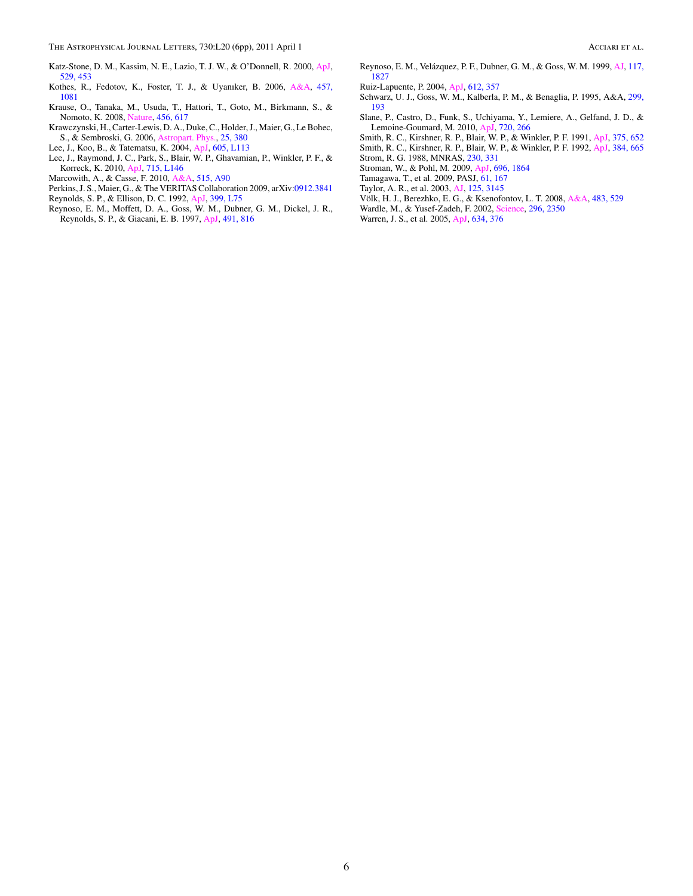Katz-Stone, D. M., Kassim, N. E., Lazio, T. J. W., & O'Donnell, R. 2000, ApJ, 529, 453

Kothes, R., Fedotov, K., Foster, T. J., & Uyanıker, B. 2006, A&A, 457, 1081

Krause, O., Tanaka, M., Usuda, T., Hattori, T., Goto, M., Birkmann, S., & Nomoto, K. 2008, Nature, 456, 617

Krawczynski, H., Carter-Lewis, D. A., Duke, C., Holder, J., Maier, G., Le Bohec, S., & Sembroski, G. 2006, Astropart. Phys., 25, 380

Lee, J., Koo, B., & Tatematsu, K. 2004, ApJ, 605, L113

Lee, J., Raymond, J. C., Park, S., Blair, W. P., Ghavamian, P., Winkler, P. F., & Korreck, K. 2010, ApJ, 715, L146

Marcowith, A., & Casse, F. 2010, A&A, 515, A90

Perkins, J. S., Maier, G., & The VERITAS Collaboration 2009, arXiv:0912.3841

Reynolds, S. P., & Ellison, D. C. 1992, ApJ, 399, L75

Reynoso, E. M., Moffett, D. A., Goss, W. M., Dubner, G. M., Dickel, J. R., Reynolds, S. P., & Giacani, E. B. 1997, ApJ, 491, 816

Reynoso, E. M., Velázquez, P. F., Dubner, G. M., & Goss, W. M. 1999, AJ, 117, 1827

Ruiz-Lapuente, P. 2004, ApJ, 612, 357

Schwarz, U. J., Goss, W. M., Kalberla, P. M., & Benaglia, P. 1995, A&A, 299, 193

Slane, P., Castro, D., Funk, S., Uchiyama, Y., Lemiere, A., Gelfand, J. D., & Lemoine-Goumard, M. 2010, ApJ, 720, 266

Smith, R. C., Kirshner, R. P., Blair, W. P., & Winkler, P. F. 1991, ApJ, 375, 652

Smith, R. C., Kirshner, R. P., Blair, W. P., & Winkler, P. F. 1992, ApJ, 384, 665

Strom, R. G. 1988, MNRAS, 230, 331

Stroman, W., & Pohl, M. 2009, ApJ, 696, 1864

Tamagawa, T., et al. 2009, PASJ, 61, 167

Taylor, A. R., et al. 2003, AJ, 125, 3145

Völk, H. J., Berezhko, E. G., & Ksenofontov, L. T. 2008, A&A, 483, 529

Wardle, M., & Yusef-Zadeh, F. 2002, Science, 296, 2350

Warren, J. S., et al. 2005, ApJ, 634, 376